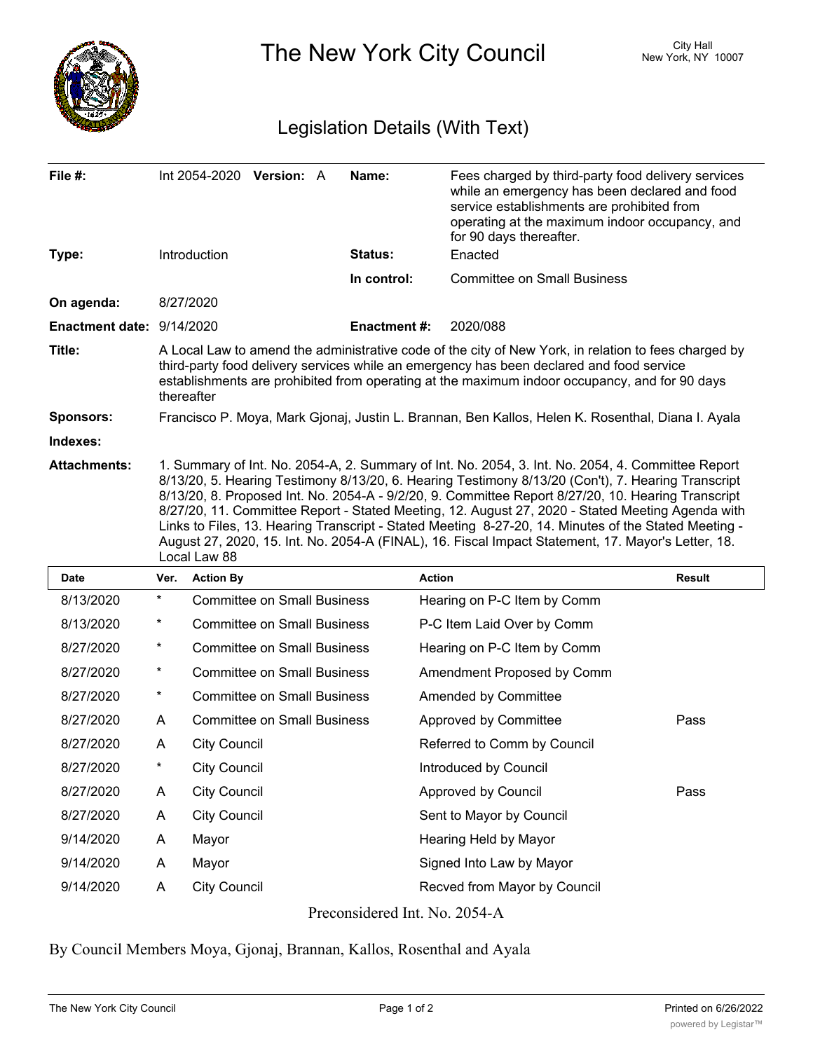# The New York City Council

City Hall
New York, NY 10007

## Legislation Details (With Text)

| | | | |
|---|---|---|---|
| **File #:** | Int 2054-2020 **Version:** A | **Name:** | Fees charged by third-party food delivery services while an emergency has been declared and food service establishments are prohibited from operating at the maximum indoor occupancy, and for 90 days thereafter. |
| **Type:** | Introduction | **Status:** | Enacted |
| | | **In control:** | Committee on Small Business |
| **On agenda:** | 8/27/2020 | | |
| **Enactment date:** | 9/14/2020 | **Enactment #:** | 2020/088 |

**Title:** A Local Law to amend the administrative code of the city of New York, in relation to fees charged by third-party food delivery services while an emergency has been declared and food service establishments are prohibited from operating at the maximum indoor occupancy, and for 90 days thereafter

**Sponsors:** Francisco P. Moya, Mark Gjonaj, Justin L. Brannan, Ben Kallos, Helen K. Rosenthal, Diana I. Ayala

**Indexes:**

**Attachments:** 1. Summary of Int. No. 2054-A, 2. Summary of Int. No. 2054, 3. Int. No. 2054, 4. Committee Report 8/13/20, 5. Hearing Testimony 8/13/20, 6. Hearing Testimony 8/13/20 (Con't), 7. Hearing Transcript 8/13/20, 8. Proposed Int. No. 2054-A - 9/2/20, 9. Committee Report 8/27/20, 10. Hearing Transcript 8/27/20, 11. Committee Report - Stated Meeting, 12. August 27, 2020 - Stated Meeting Agenda with Links to Files, 13. Hearing Transcript - Stated Meeting 8-27-20, 14. Minutes of the Stated Meeting - August 27, 2020, 15. Int. No. 2054-A (FINAL), 16. Fiscal Impact Statement, 17. Mayor's Letter, 18. Local Law 88

| Date | Ver. | Action By | Action | Result |
|---|---|---|---|---|
| 8/13/2020 | * | Committee on Small Business | Hearing on P-C Item by Comm | |
| 8/13/2020 | * | Committee on Small Business | P-C Item Laid Over by Comm | |
| 8/27/2020 | * | Committee on Small Business | Hearing on P-C Item by Comm | |
| 8/27/2020 | * | Committee on Small Business | Amendment Proposed by Comm | |
| 8/27/2020 | * | Committee on Small Business | Amended by Committee | |
| 8/27/2020 | A | Committee on Small Business | Approved by Committee | Pass |
| 8/27/2020 | A | City Council | Referred to Comm by Council | |
| 8/27/2020 | * | City Council | Introduced by Council | |
| 8/27/2020 | A | City Council | Approved by Council | Pass |
| 8/27/2020 | A | City Council | Sent to Mayor by Council | |
| 9/14/2020 | A | Mayor | Hearing Held by Mayor | |
| 9/14/2020 | A | Mayor | Signed Into Law by Mayor | |
| 9/14/2020 | A | City Council | Recved from Mayor by Council | |

Preconsidered Int. No. 2054-A

By Council Members Moya, Gjonaj, Brannan, Kallos, Rosenthal and Ayala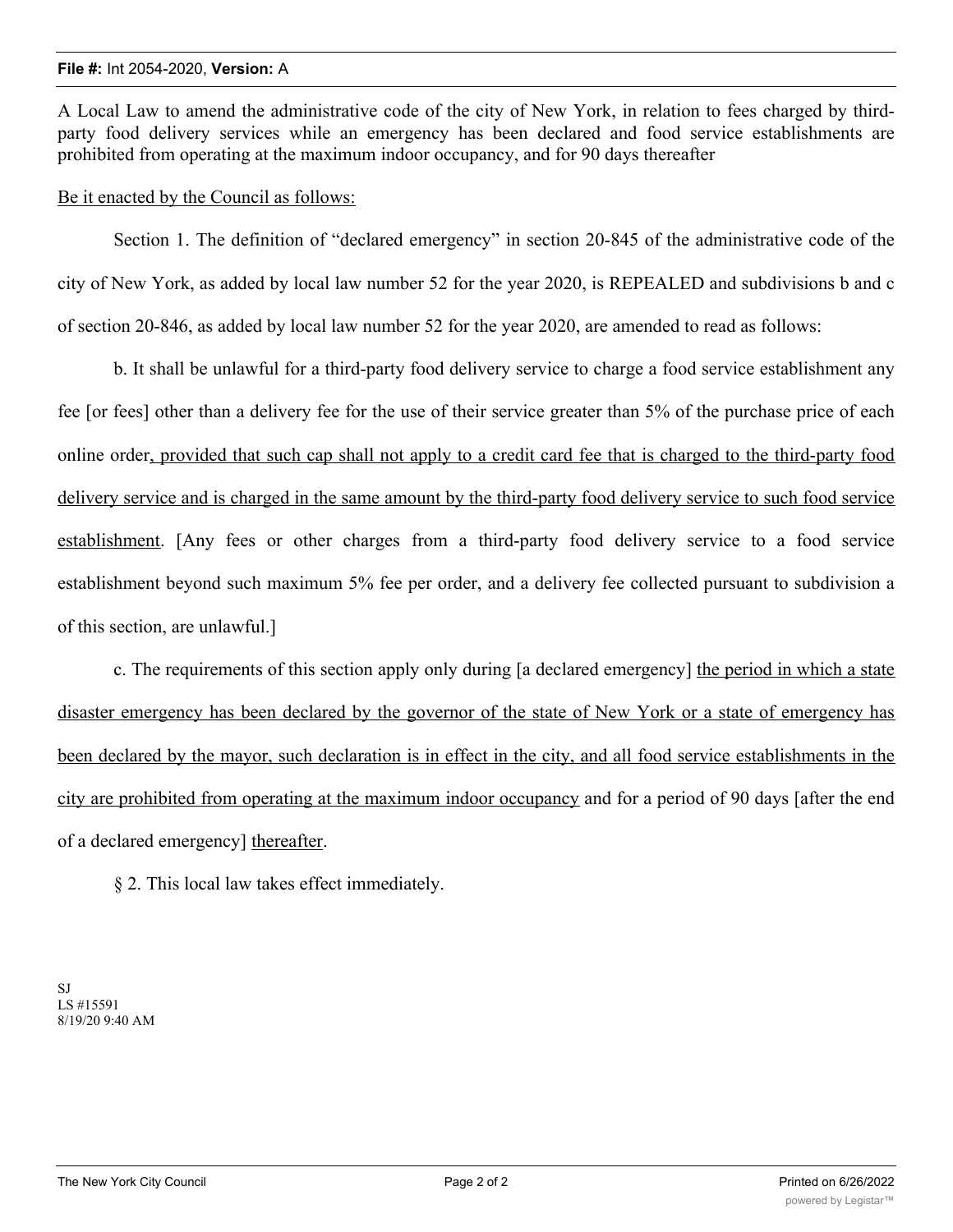**File #:** Int 2054-2020, **Version:** A

A Local Law to amend the administrative code of the city of New York, in relation to fees charged by third-party food delivery services while an emergency has been declared and food service establishments are prohibited from operating at the maximum indoor occupancy, and for 90 days thereafter

<u>Be it enacted by the Council as follows:</u>

Section 1. The definition of "declared emergency" in section 20-845 of the administrative code of the city of New York, as added by local law number 52 for the year 2020, is REPEALED and subdivisions b and c of section 20-846, as added by local law number 52 for the year 2020, are amended to read as follows:

b. It shall be unlawful for a third-party food delivery service to charge a food service establishment any fee [or fees] other than a delivery fee for the use of their service greater than 5% of the purchase price of each online order<u>, provided that such cap shall not apply to a credit card fee that is charged to the third-party food delivery service and is charged in the same amount by the third-party food delivery service to such food service establishment</u>. [Any fees or other charges from a third-party food delivery service to a food service establishment beyond such maximum 5% fee per order, and a delivery fee collected pursuant to subdivision a of this section, are unlawful.]

c. The requirements of this section apply only during [a declared emergency] <u>the period in which a state disaster emergency has been declared by the governor of the state of New York or a state of emergency has been declared by the mayor, such declaration is in effect in the city, and all food service establishments in the city are prohibited from operating at the maximum indoor occupancy</u> and for a period of 90 days [after the end of a declared emergency] <u>thereafter</u>.

§ 2. This local law takes effect immediately.

SJ
LS #15591
8/19/20 9:40 AM